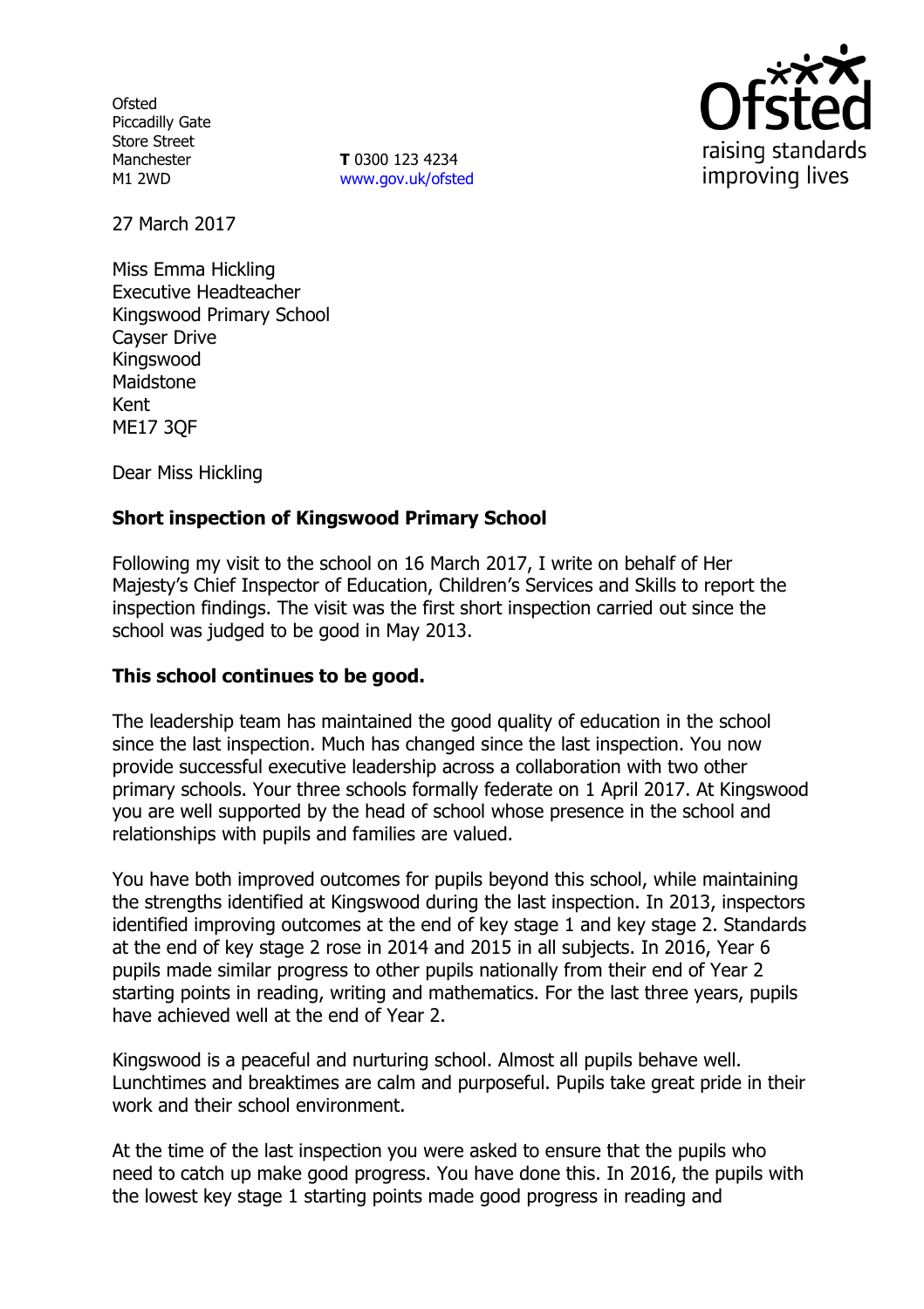Ofsted
Piccadilly Gate
Store Street
Manchester
M1 2WD

**T** 0300 123 4234
www.gov.uk/ofsted

27 March 2017

Miss Emma Hickling
Executive Headteacher
Kingswood Primary School
Cayser Drive
Kingswood
Maidstone
Kent
ME17 3QF

Dear Miss Hickling

**Short inspection of Kingswood Primary School**

Following my visit to the school on 16 March 2017, I write on behalf of Her Majesty's Chief Inspector of Education, Children's Services and Skills to report the inspection findings. The visit was the first short inspection carried out since the school was judged to be good in May 2013.

**This school continues to be good.**

The leadership team has maintained the good quality of education in the school since the last inspection. Much has changed since the last inspection. You now provide successful executive leadership across a collaboration with two other primary schools. Your three schools formally federate on 1 April 2017. At Kingswood you are well supported by the head of school whose presence in the school and relationships with pupils and families are valued.

You have both improved outcomes for pupils beyond this school, while maintaining the strengths identified at Kingswood during the last inspection. In 2013, inspectors identified improving outcomes at the end of key stage 1 and key stage 2. Standards at the end of key stage 2 rose in 2014 and 2015 in all subjects. In 2016, Year 6 pupils made similar progress to other pupils nationally from their end of Year 2 starting points in reading, writing and mathematics. For the last three years, pupils have achieved well at the end of Year 2.

Kingswood is a peaceful and nurturing school. Almost all pupils behave well. Lunchtimes and breaktimes are calm and purposeful. Pupils take great pride in their work and their school environment.

At the time of the last inspection you were asked to ensure that the pupils who need to catch up make good progress. You have done this. In 2016, the pupils with the lowest key stage 1 starting points made good progress in reading and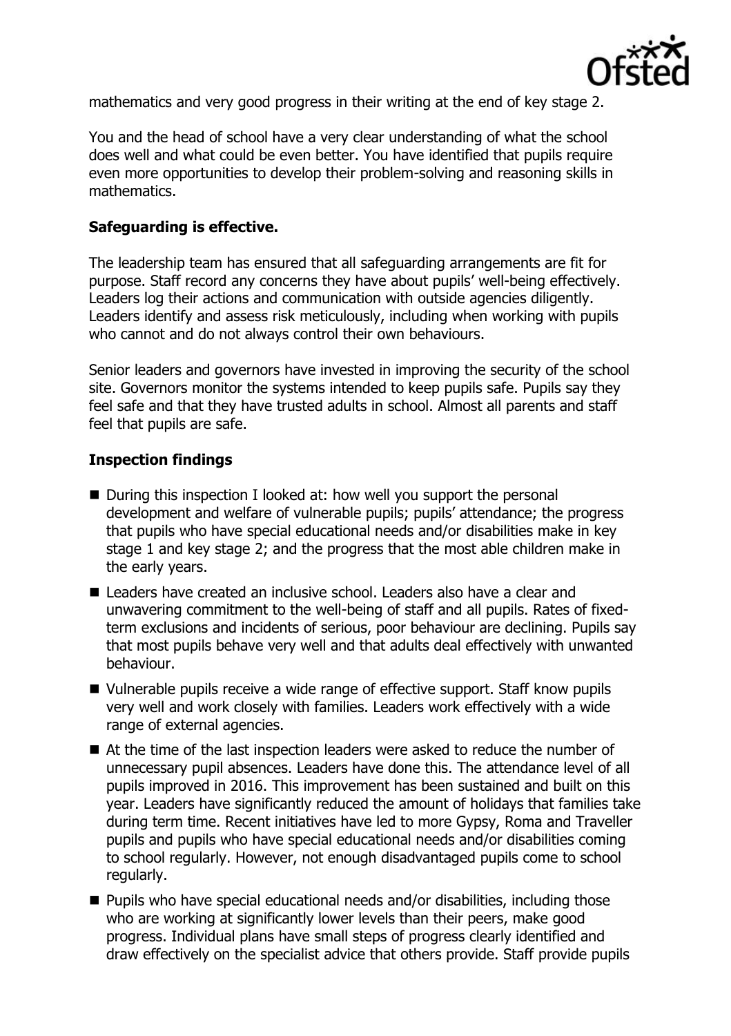mathematics and very good progress in their writing at the end of key stage 2.

You and the head of school have a very clear understanding of what the school does well and what could be even better. You have identified that pupils require even more opportunities to develop their problem-solving and reasoning skills in mathematics.

## Safeguarding is effective.

The leadership team has ensured that all safeguarding arrangements are fit for purpose. Staff record any concerns they have about pupils' well-being effectively. Leaders log their actions and communication with outside agencies diligently. Leaders identify and assess risk meticulously, including when working with pupils who cannot and do not always control their own behaviours.

Senior leaders and governors have invested in improving the security of the school site. Governors monitor the systems intended to keep pupils safe. Pupils say they feel safe and that they have trusted adults in school. Almost all parents and staff feel that pupils are safe.

## Inspection findings

- During this inspection I looked at: how well you support the personal development and welfare of vulnerable pupils; pupils' attendance; the progress that pupils who have special educational needs and/or disabilities make in key stage 1 and key stage 2; and the progress that the most able children make in the early years.
- Leaders have created an inclusive school. Leaders also have a clear and unwavering commitment to the well-being of staff and all pupils. Rates of fixed-term exclusions and incidents of serious, poor behaviour are declining. Pupils say that most pupils behave very well and that adults deal effectively with unwanted behaviour.
- Vulnerable pupils receive a wide range of effective support. Staff know pupils very well and work closely with families. Leaders work effectively with a wide range of external agencies.
- At the time of the last inspection leaders were asked to reduce the number of unnecessary pupil absences. Leaders have done this. The attendance level of all pupils improved in 2016. This improvement has been sustained and built on this year. Leaders have significantly reduced the amount of holidays that families take during term time. Recent initiatives have led to more Gypsy, Roma and Traveller pupils and pupils who have special educational needs and/or disabilities coming to school regularly. However, not enough disadvantaged pupils come to school regularly.
- Pupils who have special educational needs and/or disabilities, including those who are working at significantly lower levels than their peers, make good progress. Individual plans have small steps of progress clearly identified and draw effectively on the specialist advice that others provide. Staff provide pupils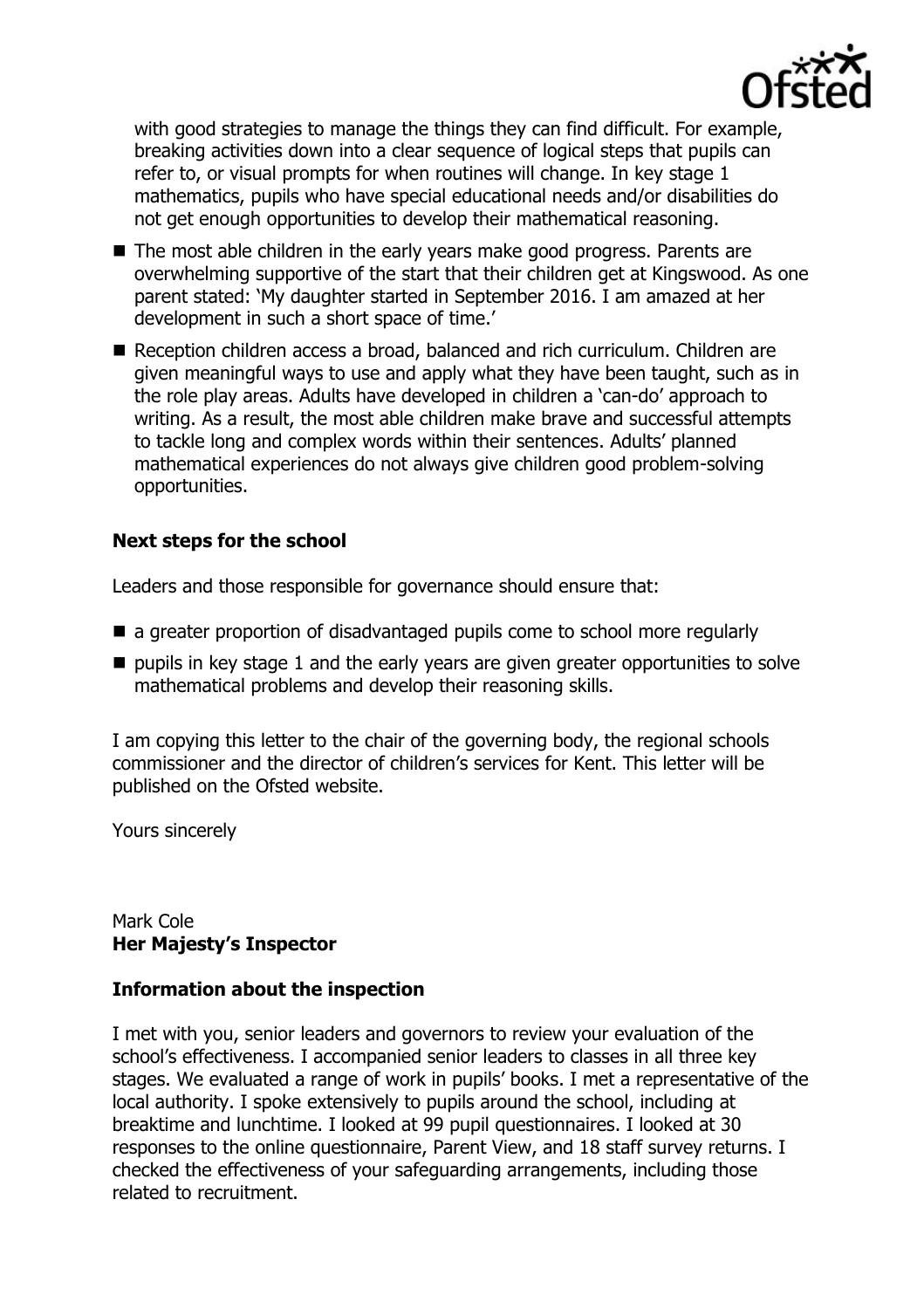with good strategies to manage the things they can find difficult. For example, breaking activities down into a clear sequence of logical steps that pupils can refer to, or visual prompts for when routines will change. In key stage 1 mathematics, pupils who have special educational needs and/or disabilities do not get enough opportunities to develop their mathematical reasoning.

- The most able children in the early years make good progress. Parents are overwhelming supportive of the start that their children get at Kingswood. As one parent stated: 'My daughter started in September 2016. I am amazed at her development in such a short space of time.'
- Reception children access a broad, balanced and rich curriculum. Children are given meaningful ways to use and apply what they have been taught, such as in the role play areas. Adults have developed in children a 'can-do' approach to writing. As a result, the most able children make brave and successful attempts to tackle long and complex words within their sentences. Adults' planned mathematical experiences do not always give children good problem-solving opportunities.

### Next steps for the school

Leaders and those responsible for governance should ensure that:

- a greater proportion of disadvantaged pupils come to school more regularly
- pupils in key stage 1 and the early years are given greater opportunities to solve mathematical problems and develop their reasoning skills.

I am copying this letter to the chair of the governing body, the regional schools commissioner and the director of children's services for Kent. This letter will be published on the Ofsted website.

Yours sincerely

Mark Cole
**Her Majesty's Inspector**

### Information about the inspection

I met with you, senior leaders and governors to review your evaluation of the school's effectiveness. I accompanied senior leaders to classes in all three key stages. We evaluated a range of work in pupils' books. I met a representative of the local authority. I spoke extensively to pupils around the school, including at breaktime and lunchtime. I looked at 99 pupil questionnaires. I looked at 30 responses to the online questionnaire, Parent View, and 18 staff survey returns. I checked the effectiveness of your safeguarding arrangements, including those related to recruitment.